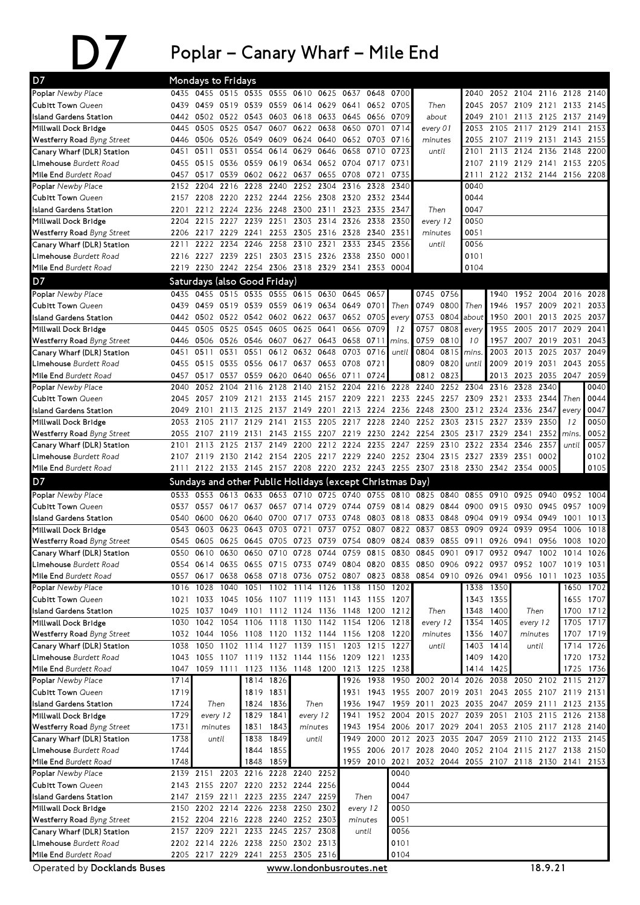# D7 Poplar – Canary Wharf – Mile End

## Mondays to Fridays

| D7 | | | | | | | | | | | | | | | | | | |
|---|---|---|---|---|---|---|---|---|---|---|---|---|---|---|---|---|---|---|
| Poplar Newby Place | 0435 | 0455 | 0515 | 0535 | 0555 | 0610 | 0625 | 0637 | 0648 | 0700 | Then about every 01 minutes until | 2040 | 2052 | 2104 | 2116 | 2128 | 2140 |
| Cubitt Town Queen | 0439 | 0459 | 0519 | 0539 | 0559 | 0614 | 0629 | 0641 | 0652 | 0705 | | 2045 | 2057 | 2109 | 2121 | 2133 | 2145 |
| Island Gardens Station | 0442 | 0502 | 0522 | 0543 | 0603 | 0618 | 0633 | 0645 | 0656 | 0709 | | 2049 | 2101 | 2113 | 2125 | 2137 | 2149 |
| Millwall Dock Bridge | 0445 | 0505 | 0525 | 0547 | 0607 | 0622 | 0638 | 0650 | 0701 | 0714 | | 2053 | 2105 | 2117 | 2129 | 2141 | 2153 |
| Westferry Road Byng Street | 0446 | 0506 | 0526 | 0549 | 0609 | 0624 | 0640 | 0652 | 0703 | 0716 | | 2055 | 2107 | 2119 | 2131 | 2143 | 2155 |
| Canary Wharf (DLR) Station | 0451 | 0511 | 0531 | 0554 | 0614 | 0629 | 0646 | 0658 | 0710 | 0723 | | 2101 | 2113 | 2124 | 2136 | 2148 | 2200 |
| Limehouse Burdett Road | 0455 | 0515 | 0536 | 0559 | 0619 | 0634 | 0652 | 0704 | 0717 | 0731 | | 2107 | 2119 | 2129 | 2141 | 2153 | 2205 |
| Mile End Burdett Road | 0457 | 0517 | 0539 | 0602 | 0622 | 0637 | 0655 | 0708 | 0721 | 0735 | | 2111 | 2122 | 2132 | 2144 | 2156 | 2208 |

| D7 | | | | | | | | | | | | |
|---|---|---|---|---|---|---|---|---|---|---|---|---|
| Poplar Newby Place | 2152 | 2204 | 2216 | 2228 | 2240 | 2252 | 2304 | 2316 | 2328 | 2340 | Then every 12 minutes until | 0040 |
| Cubitt Town Queen | 2157 | 2208 | 2220 | 2232 | 2244 | 2256 | 2308 | 2320 | 2332 | 2344 | | 0044 |
| Island Gardens Station | 2201 | 2212 | 2224 | 2236 | 2248 | 2300 | 2311 | 2323 | 2335 | 2347 | | 0047 |
| Millwall Dock Bridge | 2204 | 2215 | 2227 | 2239 | 2251 | 2303 | 2314 | 2326 | 2338 | 2350 | | 0050 |
| Westferry Road Byng Street | 2206 | 2217 | 2229 | 2241 | 2253 | 2305 | 2316 | 2328 | 2340 | 2351 | | 0051 |
| Canary Wharf (DLR) Station | 2211 | 2222 | 2234 | 2246 | 2258 | 2310 | 2321 | 2333 | 2345 | 2356 | | 0056 |
| Limehouse Burdett Road | 2216 | 2227 | 2239 | 2251 | 2303 | 2315 | 2326 | 2338 | 2350 | 0001 | | 0101 |
| Mile End Burdett Road | 2219 | 2230 | 2242 | 2254 | 2306 | 2318 | 2329 | 2341 | 2353 | 0004 | | 0104 |

## Saturdays (also Good Friday)

| D7 | | | | | | | | | | | | | | | | | | |
|---|---|---|---|---|---|---|---|---|---|---|---|---|---|---|---|---|---|---|
| Poplar Newby Place | 0435 | 0455 | 0515 | 0535 | 0555 | 0615 | 0630 | 0645 | 0657 | Then every 12 mins. until | 0745 | 0756 | Then about every 10 mins. until | 1940 | 1952 | 2004 | 2016 | 2028 |
| Cubitt Town Queen | 0439 | 0459 | 0519 | 0539 | 0559 | 0619 | 0634 | 0649 | 0701 | | 0749 | 0800 | | 1946 | 1957 | 2009 | 2021 | 2033 |
| Island Gardens Station | 0442 | 0502 | 0522 | 0542 | 0602 | 0622 | 0637 | 0652 | 0705 | | 0753 | 0804 | | 1950 | 2001 | 2013 | 2025 | 2037 |
| Millwall Dock Bridge | 0445 | 0505 | 0525 | 0545 | 0605 | 0625 | 0641 | 0656 | 0709 | | 0757 | 0808 | | 1955 | 2005 | 2017 | 2029 | 2041 |
| Westferry Road Byng Street | 0446 | 0506 | 0526 | 0546 | 0607 | 0627 | 0643 | 0658 | 0711 | | 0759 | 0810 | | 1957 | 2007 | 2019 | 2031 | 2043 |
| Canary Wharf (DLR) Station | 0451 | 0511 | 0531 | 0551 | 0612 | 0632 | 0648 | 0703 | 0716 | | 0804 | 0815 | | 2003 | 2013 | 2025 | 2037 | 2049 |
| Limehouse Burdett Road | 0455 | 0515 | 0535 | 0556 | 0617 | 0637 | 0653 | 0708 | 0721 | | 0809 | 0820 | | 2009 | 2019 | 2031 | 2043 | 2055 |
| Mile End Burdett Road | 0457 | 0517 | 0537 | 0559 | 0620 | 0640 | 0656 | 0711 | 0724 | | 0812 | 0823 | | 2013 | 2023 | 2035 | 2047 | 2059 |

| D7 | | | | | | | | | | | | | | | | | |
|---|---|---|---|---|---|---|---|---|---|---|---|---|---|---|---|---|---|
| Poplar Newby Place | 2040 | 2052 | 2104 | 2116 | 2128 | 2140 | 2152 | 2204 | 2216 | 2228 | 2240 | 2252 | 2304 | 2316 | 2328 | 2340 | Then every 12 mins. until | 0040 |
| Cubitt Town Queen | 2045 | 2057 | 2109 | 2121 | 2133 | 2145 | 2157 | 2209 | 2221 | 2233 | 2245 | 2257 | 2309 | 2321 | 2333 | 2344 | | 0044 |
| Island Gardens Station | 2049 | 2101 | 2113 | 2125 | 2137 | 2149 | 2201 | 2213 | 2224 | 2236 | 2248 | 2300 | 2312 | 2324 | 2336 | 2347 | | 0047 |
| Millwall Dock Bridge | 2053 | 2105 | 2117 | 2129 | 2141 | 2153 | 2205 | 2217 | 2228 | 2240 | 2252 | 2303 | 2315 | 2327 | 2339 | 2350 | | 0050 |
| Westferry Road Byng Street | 2055 | 2107 | 2119 | 2131 | 2143 | 2155 | 2207 | 2219 | 2230 | 2242 | 2254 | 2305 | 2317 | 2329 | 2341 | 2352 | | 0052 |
| Canary Wharf (DLR) Station | 2101 | 2113 | 2125 | 2137 | 2149 | 2200 | 2212 | 2224 | 2235 | 2247 | 2259 | 2310 | 2322 | 2334 | 2346 | 2357 | | 0057 |
| Limehouse Burdett Road | 2107 | 2119 | 2130 | 2142 | 2154 | 2205 | 2217 | 2229 | 2240 | 2252 | 2304 | 2315 | 2327 | 2339 | 2351 | 0002 | | 0102 |
| Mile End Burdett Road | 2111 | 2122 | 2133 | 2145 | 2157 | 2208 | 2220 | 2232 | 2243 | 2255 | 2307 | 2318 | 2330 | 2342 | 2354 | 0005 | | 0105 |

## Sundays and other Public Holidays (except Christmas Day)

| D7 | | | | | | | | | | | | | | | | | | |
|---|---|---|---|---|---|---|---|---|---|---|---|---|---|---|---|---|---|---|
| Poplar Newby Place | 0533 | 0553 | 0613 | 0633 | 0653 | 0710 | 0725 | 0740 | 0755 | 0810 | 0825 | 0840 | 0855 | 0910 | 0925 | 0940 | 0952 | 1004 |
| Cubitt Town Queen | 0537 | 0557 | 0617 | 0637 | 0657 | 0714 | 0729 | 0744 | 0759 | 0814 | 0829 | 0844 | 0900 | 0915 | 0930 | 0945 | 0957 | 1009 |
| Island Gardens Station | 0540 | 0600 | 0620 | 0640 | 0700 | 0717 | 0733 | 0748 | 0803 | 0818 | 0833 | 0848 | 0904 | 0919 | 0934 | 0949 | 1001 | 1013 |
| Millwall Dock Bridge | 0543 | 0603 | 0623 | 0643 | 0703 | 0721 | 0737 | 0752 | 0807 | 0822 | 0837 | 0853 | 0909 | 0924 | 0939 | 0954 | 1006 | 1018 |
| Westferry Road Byng Street | 0545 | 0605 | 0625 | 0645 | 0705 | 0723 | 0739 | 0754 | 0809 | 0824 | 0839 | 0855 | 0911 | 0926 | 0941 | 0956 | 1008 | 1020 |
| Canary Wharf (DLR) Station | 0550 | 0610 | 0630 | 0650 | 0710 | 0728 | 0744 | 0759 | 0815 | 0830 | 0845 | 0901 | 0917 | 0932 | 0947 | 1002 | 1014 | 1026 |
| Limehouse Burdett Road | 0554 | 0614 | 0635 | 0655 | 0715 | 0733 | 0749 | 0804 | 0820 | 0835 | 0850 | 0906 | 0922 | 0937 | 0952 | 1007 | 1019 | 1031 |
| Mile End Burdett Road | 0557 | 0617 | 0638 | 0658 | 0718 | 0736 | 0752 | 0807 | 0823 | 0838 | 0854 | 0910 | 0926 | 0941 | 0956 | 1011 | 1023 | 1035 |

| D7 | | | | | | | | | | | | | | | | |
|---|---|---|---|---|---|---|---|---|---|---|---|---|---|---|---|---|
| Poplar Newby Place | 1016 | 1028 | 1040 | 1051 | 1102 | 1114 | 1126 | 1138 | 1150 | 1202 | Then every 12 minutes until | 1338 | 1350 | Then every 12 minutes until | 1650 | 1702 |
| Cubitt Town Queen | 1021 | 1033 | 1045 | 1056 | 1107 | 1119 | 1131 | 1143 | 1155 | 1207 | | 1343 | 1355 | | 1655 | 1707 |
| Island Gardens Station | 1025 | 1037 | 1049 | 1101 | 1112 | 1124 | 1136 | 1148 | 1200 | 1212 | | 1348 | 1400 | | 1700 | 1712 |
| Millwall Dock Bridge | 1030 | 1042 | 1054 | 1106 | 1118 | 1130 | 1142 | 1154 | 1206 | 1218 | | 1354 | 1405 | | 1705 | 1717 |
| Westferry Road Byng Street | 1032 | 1044 | 1056 | 1108 | 1120 | 1132 | 1144 | 1156 | 1208 | 1220 | | 1356 | 1407 | | 1707 | 1719 |
| Canary Wharf (DLR) Station | 1038 | 1050 | 1102 | 1114 | 1127 | 1139 | 1151 | 1203 | 1215 | 1227 | | 1403 | 1414 | | 1714 | 1726 |
| Limehouse Burdett Road | 1043 | 1055 | 1107 | 1119 | 1132 | 1144 | 1156 | 1209 | 1221 | 1233 | | 1409 | 1420 | | 1720 | 1732 |
| Mile End Burdett Road | 1047 | 1059 | 1111 | 1123 | 1136 | 1148 | 1200 | 1213 | 1225 | 1238 | | 1414 | 1425 | | 1725 | 1736 |

| D7 | | | | | | | | | | | | | | | | | | |
|---|---|---|---|---|---|---|---|---|---|---|---|---|---|---|---|---|---|---|
| Poplar Newby Place | 1714 | Then every 12 minutes until | 1814 | 1826 | Then every 12 minutes until | 1926 | 1938 | 1950 | 2002 | 2014 | 2026 | 2038 | 2050 | 2102 | 2115 | 2127 |
| Cubitt Town Queen | 1719 | | 1819 | 1831 | | 1931 | 1943 | 1955 | 2007 | 2019 | 2031 | 2043 | 2055 | 2107 | 2119 | 2131 |
| Island Gardens Station | 1724 | | 1824 | 1836 | | 1936 | 1947 | 1959 | 2011 | 2023 | 2035 | 2047 | 2059 | 2111 | 2123 | 2135 |
| Millwall Dock Bridge | 1729 | | 1829 | 1841 | | 1941 | 1952 | 2004 | 2015 | 2027 | 2039 | 2051 | 2103 | 2115 | 2126 | 2138 |
| Westferry Road Byng Street | 1731 | | 1831 | 1843 | | 1943 | 1954 | 2006 | 2017 | 2029 | 2041 | 2053 | 2105 | 2117 | 2128 | 2140 |
| Canary Wharf (DLR) Station | 1738 | | 1838 | 1849 | | 1949 | 2000 | 2012 | 2023 | 2035 | 2047 | 2059 | 2110 | 2122 | 2133 | 2145 |
| Limehouse Burdett Road | 1744 | | 1844 | 1855 | | 1955 | 2006 | 2017 | 2028 | 2040 | 2052 | 2104 | 2115 | 2127 | 2138 | 2150 |
| Mile End Burdett Road | 1748 | | 1848 | 1859 | | 1959 | 2010 | 2021 | 2032 | 2044 | 2055 | 2107 | 2118 | 2130 | 2141 | 2153 |

| D7 | | | | | | | | | |
|---|---|---|---|---|---|---|---|---|---|
| Poplar Newby Place | 2139 | 2151 | 2203 | 2216 | 2228 | 2240 | 2252 | Then every 12 minutes until | 0040 |
| Cubitt Town Queen | 2143 | 2155 | 2207 | 2220 | 2232 | 2244 | 2256 | | 0044 |
| Island Gardens Station | 2147 | 2159 | 2211 | 2223 | 2235 | 2247 | 2259 | | 0047 |
| Millwall Dock Bridge | 2150 | 2202 | 2214 | 2226 | 2238 | 2250 | 2302 | | 0050 |
| Westferry Road Byng Street | 2152 | 2204 | 2216 | 2228 | 2240 | 2252 | 2303 | | 0051 |
| Canary Wharf (DLR) Station | 2157 | 2209 | 2221 | 2233 | 2245 | 2257 | 2308 | | 0056 |
| Limehouse Burdett Road | 2202 | 2214 | 2226 | 2238 | 2250 | 2302 | 2313 | | 0101 |
| Mile End Burdett Road | 2205 | 2217 | 2229 | 2241 | 2253 | 2305 | 2316 | | 0104 |

Operated by **Docklands Buses** www.londonbusroutes.net 18.9.21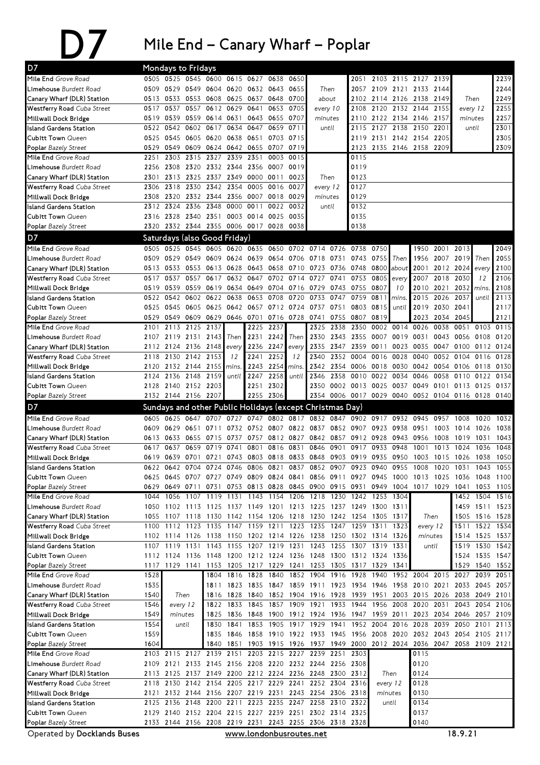# D7 Mile End – Canary Wharf – Poplar

## D7 Mondays to Fridays

| | | | | | | | | | | | | | | | | |
|---|---|---|---|---|---|---|---|---|---|---|---|---|---|---|---|---|
| **Mile End** *Grove Road* | 0505 | 0525 | 0545 | 0600 | 0615 | 0627 | 0638 | 0650 | | 2051 | 2103 | 2115 | 2127 | 2139 | | 2239 |
| **Limehouse** *Burdett Road* | 0509 | 0529 | 0549 | 0604 | 0620 | 0632 | 0643 | 0655 | Then | 2057 | 2109 | 2121 | 2133 | 2144 | | 2244 |
| **Canary Wharf (DLR) Station** | 0513 | 0533 | 0553 | 0608 | 0625 | 0637 | 0648 | 0700 | about | 2102 | 2114 | 2126 | 2138 | 2149 | Then | 2249 |
| **Westferry Road** *Cuba Street* | 0517 | 0537 | 0557 | 0612 | 0629 | 0641 | 0653 | 0705 | every 10 | 2108 | 2120 | 2132 | 2144 | 2155 | every 12 | 2255 |
| **Millwall Dock Bridge** | 0519 | 0539 | 0559 | 0614 | 0631 | 0643 | 0655 | 0707 | minutes | 2110 | 2122 | 2134 | 2146 | 2157 | minutes | 2257 |
| **Island Gardens Station** | 0522 | 0542 | 0602 | 0617 | 0634 | 0647 | 0659 | 0711 | until | 2115 | 2127 | 2138 | 2150 | 2201 | until | 2301 |
| **Cubitt Town** *Queen* | 0525 | 0545 | 0605 | 0620 | 0638 | 0651 | 0703 | 0715 | | 2119 | 2131 | 2142 | 2154 | 2205 | | 2305 |
| **Poplar** *Bazely Street* | 0529 | 0549 | 0609 | 0624 | 0642 | 0655 | 0707 | 0719 | | 2123 | 2135 | 2146 | 2158 | 2209 | | 2309 |

| | | | | | | | | | | |
|---|---|---|---|---|---|---|---|---|---|---|
| **Mile End** *Grove Road* | 2251 | 2303 | 2315 | 2327 | 2339 | 2351 | 0003 | 0015 | | 0115 |
| **Limehouse** *Burdett Road* | 2256 | 2308 | 2320 | 2332 | 2344 | 2356 | 0007 | 0019 | | 0119 |
| **Canary Wharf (DLR) Station** | 2301 | 2313 | 2325 | 2337 | 2349 | 0000 | 0011 | 0023 | Then | 0123 |
| **Westferry Road** *Cuba Street* | 2306 | 2318 | 2330 | 2342 | 2354 | 0005 | 0016 | 0027 | every 12 | 0127 |
| **Millwall Dock Bridge** | 2308 | 2320 | 2332 | 2344 | 2356 | 0007 | 0018 | 0029 | minutes | 0129 |
| **Island Gardens Station** | 2312 | 2324 | 2336 | 2348 | 0000 | 0011 | 0022 | 0032 | until | 0132 |
| **Cubitt Town** *Queen* | 2316 | 2328 | 2340 | 2351 | 0003 | 0014 | 0025 | 0035 | | 0135 |
| **Poplar** *Bazely Street* | 2320 | 2332 | 2344 | 2355 | 0006 | 0017 | 0028 | 0038 | | 0138 |

## D7 Saturdays (also Good Friday)

| | | | | | | | | | | | | | | | | | | |
|---|---|---|---|---|---|---|---|---|---|---|---|---|---|---|---|---|---|---|
| **Mile End** *Grove Road* | 0505 | 0525 | 0545 | 0605 | 0620 | 0635 | 0650 | 0702 | 0714 | 0726 | 0738 | 0750 | | 1950 | 2001 | 2013 | | 2049 |
| **Limehouse** *Burdett Road* | 0509 | 0529 | 0549 | 0609 | 0624 | 0639 | 0654 | 0706 | 0718 | 0731 | 0743 | 0755 | Then | 1956 | 2007 | 2019 | Then | 2055 |
| **Canary Wharf (DLR) Station** | 0513 | 0533 | 0553 | 0613 | 0628 | 0643 | 0658 | 0710 | 0723 | 0736 | 0748 | 0800 | about | 2001 | 2012 | 2024 | every | 2100 |
| **Westferry Road** *Cuba Street* | 0517 | 0537 | 0557 | 0617 | 0632 | 0647 | 0702 | 0714 | 0727 | 0741 | 0753 | 0805 | every | 2007 | 2018 | 2030 | 12 | 2106 |
| **Millwall Dock Bridge** | 0519 | 0539 | 0559 | 0619 | 0634 | 0649 | 0704 | 0716 | 0729 | 0743 | 0755 | 0807 | 10 | 2010 | 2021 | 2032 | mins. | 2108 |
| **Island Gardens Station** | 0522 | 0542 | 0602 | 0622 | 0638 | 0653 | 0708 | 0720 | 0733 | 0747 | 0759 | 0811 | mins. | 2015 | 2026 | 2037 | until | 2113 |
| **Cubitt Town** *Queen* | 0525 | 0545 | 0605 | 0625 | 0642 | 0657 | 0712 | 0724 | 0737 | 0751 | 0803 | 0815 | until | 2019 | 2030 | 2041 | | 2117 |
| **Poplar** *Bazely Street* | 0529 | 0549 | 0609 | 0629 | 0646 | 0701 | 0716 | 0728 | 0741 | 0755 | 0807 | 0819 | | 2023 | 2034 | 2045 | | 2121 |

| | | | | | | | | | | | | | | | | | | |
|---|---|---|---|---|---|---|---|---|---|---|---|---|---|---|---|---|---|---|
| **Mile End** *Grove Road* | 2101 | 2113 | 2125 | 2137 | | 2225 | 2237 | | 2325 | 2338 | 2350 | 0002 | 0014 | 0026 | 0038 | 0051 | 0103 | 0115 |
| **Limehouse** *Burdett Road* | 2107 | 2119 | 2131 | 2143 | Then | 2231 | 2242 | Then | 2330 | 2343 | 2355 | 0007 | 0019 | 0031 | 0043 | 0056 | 0108 | 0120 |
| **Canary Wharf (DLR) Station** | 2112 | 2124 | 2136 | 2148 | every | 2236 | 2247 | every | 2335 | 2347 | 2359 | 0011 | 0023 | 0035 | 0047 | 0100 | 0112 | 0124 |
| **Westferry Road** *Cuba Street* | 2118 | 2130 | 2142 | 2153 | 12 | 2241 | 2252 | 12 | 2340 | 2352 | 0004 | 0016 | 0028 | 0040 | 0052 | 0104 | 0116 | 0128 |
| **Millwall Dock Bridge** | 2120 | 2132 | 2144 | 2155 | mins. | 2243 | 2254 | mins. | 2342 | 2354 | 0006 | 0018 | 0030 | 0042 | 0054 | 0106 | 0118 | 0130 |
| **Island Gardens Station** | 2124 | 2136 | 2148 | 2159 | until | 2247 | 2258 | until | 2346 | 2358 | 0010 | 0022 | 0034 | 0046 | 0058 | 0110 | 0122 | 0134 |
| **Cubitt Town** *Queen* | 2128 | 2140 | 2152 | 2203 | | 2251 | 2302 | | 2350 | 0002 | 0013 | 0025 | 0037 | 0049 | 0101 | 0113 | 0125 | 0137 |
| **Poplar** *Bazely Street* | 2132 | 2144 | 2156 | 2207 | | 2255 | 2306 | | 2354 | 0006 | 0017 | 0029 | 0040 | 0052 | 0104 | 0116 | 0128 | 0140 |

## D7 Sundays and other Public Holidays (except Christmas Day)

| | | | | | | | | | | | | | | | | | | |
|---|---|---|---|---|---|---|---|---|---|---|---|---|---|---|---|---|---|---|
| **Mile End** *Grove Road* | 0605 | 0625 | 0647 | 0707 | 0727 | 0747 | 0802 | 0817 | 0832 | 0847 | 0902 | 0917 | 0932 | 0945 | 0957 | 1008 | 1020 | 1032 |
| **Limehouse** *Burdett Road* | 0609 | 0629 | 0651 | 0711 | 0732 | 0752 | 0807 | 0822 | 0837 | 0852 | 0907 | 0923 | 0938 | 0951 | 1003 | 1014 | 1026 | 1038 |
| **Canary Wharf (DLR) Station** | 0613 | 0633 | 0655 | 0715 | 0737 | 0757 | 0812 | 0827 | 0842 | 0857 | 0912 | 0928 | 0943 | 0956 | 1008 | 1019 | 1031 | 1043 |
| **Westferry Road** *Cuba Street* | 0617 | 0637 | 0659 | 0719 | 0741 | 0801 | 0816 | 0831 | 0846 | 0901 | 0917 | 0933 | 0948 | 1001 | 1013 | 1024 | 1036 | 1048 |
| **Millwall Dock Bridge** | 0619 | 0639 | 0701 | 0721 | 0743 | 0803 | 0818 | 0833 | 0848 | 0903 | 0919 | 0935 | 0950 | 1003 | 1015 | 1026 | 1038 | 1050 |
| **Island Gardens Station** | 0622 | 0642 | 0704 | 0724 | 0746 | 0806 | 0821 | 0837 | 0852 | 0907 | 0923 | 0940 | 0955 | 1008 | 1020 | 1031 | 1043 | 1055 |
| **Cubitt Town** *Queen* | 0625 | 0645 | 0707 | 0727 | 0749 | 0809 | 0824 | 0841 | 0856 | 0911 | 0927 | 0945 | 1000 | 1013 | 1025 | 1036 | 1048 | 1100 |
| **Poplar** *Bazely Street* | 0629 | 0649 | 0711 | 0731 | 0753 | 0813 | 0828 | 0845 | 0900 | 0915 | 0931 | 0949 | 1004 | 1017 | 1029 | 1041 | 1053 | 1105 |

| | | | | | | | | | | | | | | | | | |
|---|---|---|---|---|---|---|---|---|---|---|---|---|---|---|---|---|---|
| **Mile End** *Grove Road* | 1044 | 1056 | 1107 | 1119 | 1131 | 1143 | 1154 | 1206 | 1218 | 1230 | 1242 | 1253 | 1304 | | 1452 | 1504 | 1516 |
| **Limehouse** *Burdett Road* | 1050 | 1102 | 1113 | 1125 | 1137 | 1149 | 1201 | 1213 | 1225 | 1237 | 1249 | 1300 | 1311 | | 1459 | 1511 | 1523 |
| **Canary Wharf (DLR) Station** | 1055 | 1107 | 1118 | 1130 | 1142 | 1154 | 1206 | 1218 | 1230 | 1242 | 1254 | 1305 | 1317 | Then | 1505 | 1516 | 1528 |
| **Westferry Road** *Cuba Street* | 1100 | 1112 | 1123 | 1135 | 1147 | 1159 | 1211 | 1223 | 1235 | 1247 | 1259 | 1311 | 1323 | every 12 | 1511 | 1522 | 1534 |
| **Millwall Dock Bridge** | 1102 | 1114 | 1126 | 1138 | 1150 | 1202 | 1214 | 1226 | 1238 | 1250 | 1302 | 1314 | 1326 | minutes | 1514 | 1525 | 1537 |
| **Island Gardens Station** | 1107 | 1119 | 1131 | 1143 | 1155 | 1207 | 1219 | 1231 | 1243 | 1255 | 1307 | 1319 | 1331 | until | 1519 | 1530 | 1542 |
| **Cubitt Town** *Queen* | 1112 | 1124 | 1136 | 1148 | 1200 | 1212 | 1224 | 1236 | 1248 | 1300 | 1312 | 1324 | 1336 | | 1524 | 1535 | 1547 |
| **Poplar** *Bazely Street* | 1117 | 1129 | 1141 | 1153 | 1205 | 1217 | 1229 | 1241 | 1253 | 1305 | 1317 | 1329 | 1341 | | 1529 | 1540 | 1552 |

| | | | | | | | | | | | | | | | | | |
|---|---|---|---|---|---|---|---|---|---|---|---|---|---|---|---|---|---|
| **Mile End** *Grove Road* | 1528 | | 1804 | 1816 | 1828 | 1840 | 1852 | 1904 | 1916 | 1928 | 1940 | 1952 | 2004 | 2015 | 2027 | 2039 | 2051 |
| **Limehouse** *Burdett Road* | 1535 | | 1811 | 1823 | 1835 | 1847 | 1859 | 1911 | 1923 | 1934 | 1946 | 1958 | 2010 | 2021 | 2033 | 2045 | 2057 |
| **Canary Wharf (DLR) Station** | 1540 | Then | 1816 | 1828 | 1840 | 1852 | 1904 | 1916 | 1928 | 1939 | 1951 | 2003 | 2015 | 2026 | 2038 | 2049 | 2101 |
| **Westferry Road** *Cuba Street* | 1546 | every 12 | 1822 | 1833 | 1845 | 1857 | 1909 | 1921 | 1933 | 1944 | 1956 | 2008 | 2020 | 2031 | 2043 | 2054 | 2106 |
| **Millwall Dock Bridge** | 1549 | minutes | 1825 | 1836 | 1848 | 1900 | 1912 | 1924 | 1936 | 1947 | 1959 | 2011 | 2023 | 2034 | 2046 | 2057 | 2109 |
| **Island Gardens Station** | 1554 | until | 1830 | 1841 | 1853 | 1905 | 1917 | 1929 | 1941 | 1952 | 2004 | 2016 | 2028 | 2039 | 2050 | 2101 | 2113 |
| **Cubitt Town** *Queen* | 1559 | | 1835 | 1846 | 1858 | 1910 | 1922 | 1933 | 1945 | 1956 | 2008 | 2020 | 2032 | 2043 | 2054 | 2105 | 2117 |
| **Poplar** *Bazely Street* | 1604 | | 1840 | 1851 | 1903 | 1915 | 1926 | 1937 | 1949 | 2000 | 2012 | 2024 | 2036 | 2047 | 2058 | 2109 | 2121 |

| | | | | | | | | | | | | | |
|---|---|---|---|---|---|---|---|---|---|---|---|---|---|
| **Mile End** *Grove Road* | 2103 | 2115 | 2127 | 2139 | 2151 | 2203 | 2215 | 2227 | 2239 | 2251 | 2303 | | 0115 |
| **Limehouse** *Burdett Road* | 2109 | 2121 | 2133 | 2145 | 2156 | 2208 | 2220 | 2232 | 2244 | 2256 | 2308 | | 0120 |
| **Canary Wharf (DLR) Station** | 2113 | 2125 | 2137 | 2149 | 2200 | 2212 | 2224 | 2236 | 2248 | 2300 | 2312 | Then | 0124 |
| **Westferry Road** *Cuba Street* | 2118 | 2130 | 2142 | 2154 | 2205 | 2217 | 2229 | 2241 | 2252 | 2304 | 2316 | every 12 | 0128 |
| **Millwall Dock Bridge** | 2121 | 2132 | 2144 | 2156 | 2207 | 2219 | 2231 | 2243 | 2254 | 2306 | 2318 | minutes | 0130 |
| **Island Gardens Station** | 2125 | 2136 | 2148 | 2200 | 2211 | 2223 | 2235 | 2247 | 2258 | 2310 | 2322 | until | 0134 |
| **Cubitt Town** *Queen* | 2129 | 2140 | 2152 | 2204 | 2215 | 2227 | 2239 | 2251 | 2302 | 2314 | 2325 | | 0137 |
| **Poplar** *Bazely Street* | 2133 | 2144 | 2156 | 2208 | 2219 | 2231 | 2243 | 2255 | 2306 | 2318 | 2328 | | 0140 |

Operated by **Docklands Buses**    www.londonbusroutes.net    18.9.21